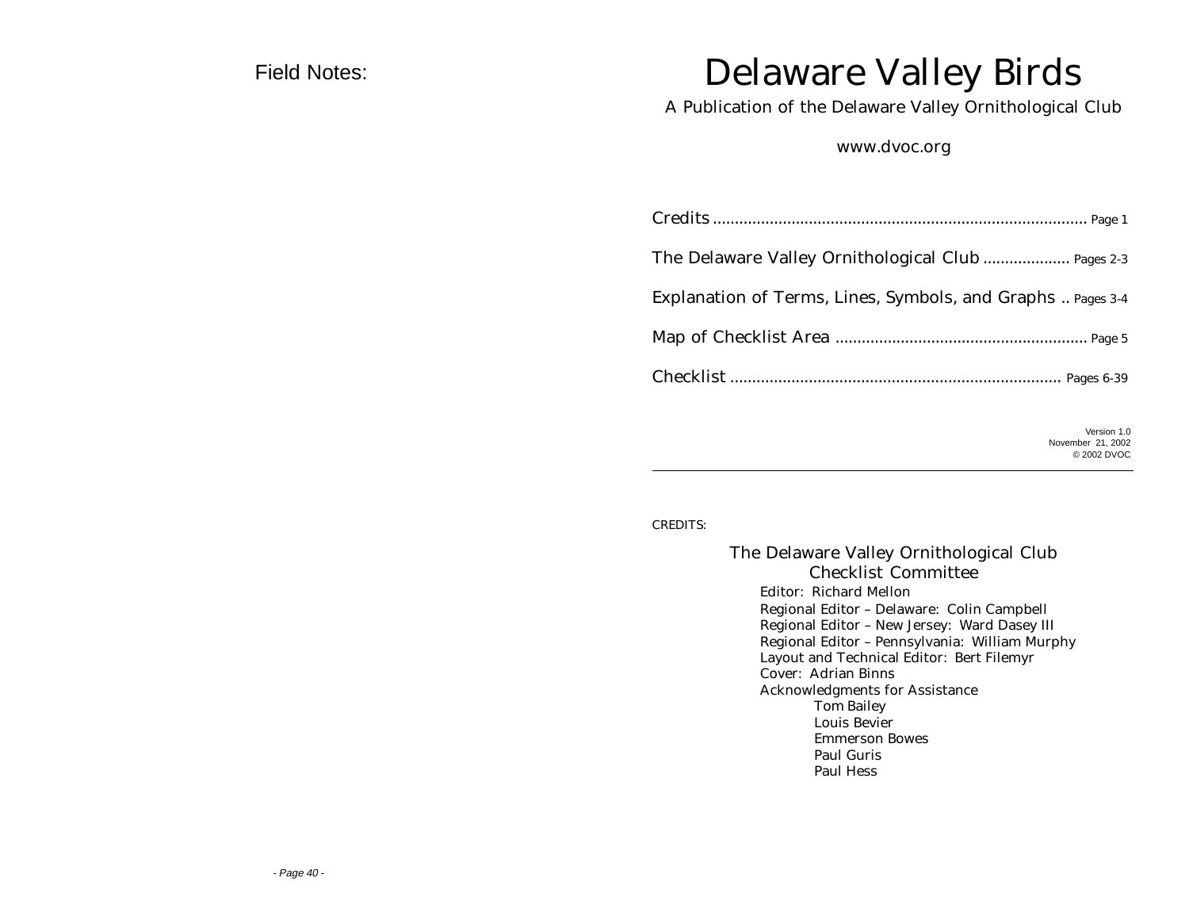Field Notes:

# Delaware Valley Birds

A Publication of the Delaware Valley Ornithological Club

www.dvoc.org

Credits ...................................................................................... Page 1

The Delaware Valley Ornithological Club .................... Pages 2-3

Explanation of Terms, Lines, Symbols, and Graphs .. Pages 3-4

Map of Checklist Area ......................................................... Page 5

Checklist ........................................................................... Pages 6-39

Version 1.0
November 21, 2002
© 2002 DVOC

---

CREDITS:

## The Delaware Valley Ornithological Club Checklist Committee

Editor: Richard Mellon
Regional Editor – Delaware: Colin Campbell
Regional Editor – New Jersey: Ward Dasey III
Regional Editor – Pennsylvania: William Murphy
Layout and Technical Editor: Bert Filemyr
Cover: Adrian Binns
Acknowledgments for Assistance
- Tom Bailey
- Louis Bevier
- Emmerson Bowes
- Paul Guris
- Paul Hess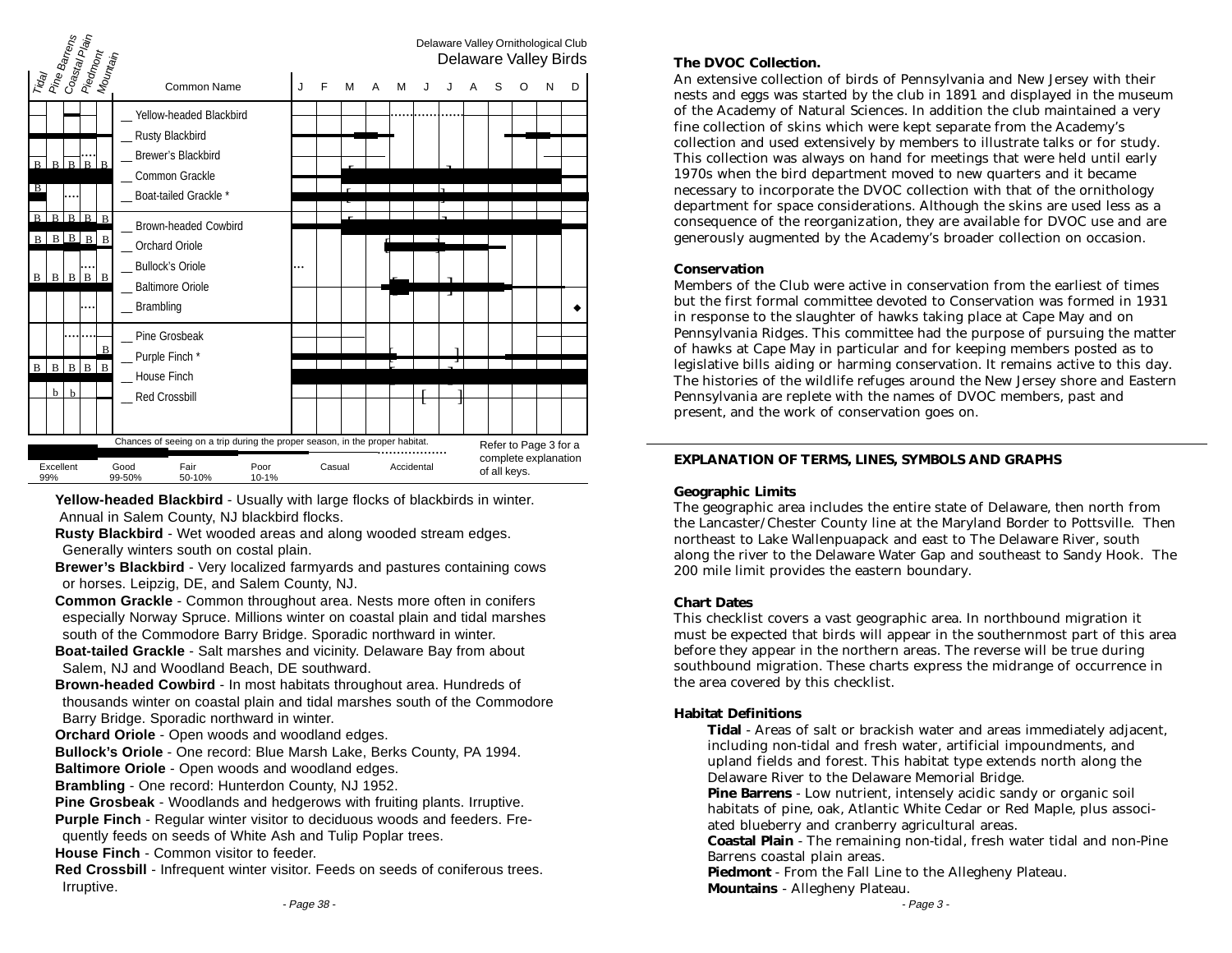Delaware Valley Ornithological Club

## Delaware Valley Birds

| Tidal | Pine Barrens | Coastal Plain | Piedmont | Mountain | Common Name |
|---|---|---|---|---|---|
| | | | | | __ Yellow-headed Blackbird |
| | | | | | __ Rusty Blackbird |
| | | | | | __ Brewer's Blackbird |
| B | B | B | B | B | __ Common Grackle |
| B | | | | | __ Boat-tailed Grackle * |
| B | B | B | B | B | __ Brown-headed Cowbird |
| B | B | B | B | B | __ Orchard Oriole |
| | | | | | __ Bullock's Oriole |
| B | B | B | B | B | __ Baltimore Oriole |
| | | | | | __ Brambling |
| | | | | | __ Pine Grosbeak |
| | | | | B | __ Purple Finch * |
| B | B | B | B | B | __ House Finch |
| | b | b | | | __ Red Crossbill |

Chances of seeing on a trip during the proper season, in the proper habitat.

Excellent 99% · Good 99-50% · Fair 50-10% · Poor 10-1% · Casual · Accidental

Refer to Page 3 for a complete explanation of all keys.

**Yellow-headed Blackbird** - Usually with large flocks of blackbirds in winter. Annual in Salem County, NJ blackbird flocks.

**Rusty Blackbird** - Wet wooded areas and along wooded stream edges. Generally winters south on costal plain.

**Brewer's Blackbird** - Very localized farmyards and pastures containing cows or horses. Leipzig, DE, and Salem County, NJ.

**Common Grackle** - Common throughout area. Nests more often in conifers especially Norway Spruce. Millions winter on coastal plain and tidal marshes south of the Commodore Barry Bridge. Sporadic northward in winter.

**Boat-tailed Grackle** - Salt marshes and vicinity. Delaware Bay from about Salem, NJ and Woodland Beach, DE southward.

**Brown-headed Cowbird** - In most habitats throughout area. Hundreds of thousands winter on coastal plain and tidal marshes south of the Commodore Barry Bridge. Sporadic northward in winter.

**Orchard Oriole** - Open woods and woodland edges.

**Bullock's Oriole** - One record: Blue Marsh Lake, Berks County, PA 1994.

**Baltimore Oriole** - Open woods and woodland edges.

**Brambling** - One record: Hunterdon County, NJ 1952.

**Pine Grosbeak** - Woodlands and hedgerows with fruiting plants. Irruptive.

**Purple Finch** - Regular winter visitor to deciduous woods and feeders. Frequently feeds on seeds of White Ash and Tulip Poplar trees.

**House Finch** - Common visitor to feeder.

**Red Crossbill** - Infrequent winter visitor. Feeds on seeds of coniferous trees. Irruptive.

### The DVOC Collection.

An extensive collection of birds of Pennsylvania and New Jersey with their nests and eggs was started by the club in 1891 and displayed in the museum of the Academy of Natural Sciences. In addition the club maintained a very fine collection of skins which were kept separate from the Academy's collection and used extensively by members to illustrate talks or for study. This collection was always on hand for meetings that were held until early 1970s when the bird department moved to new quarters and it became necessary to incorporate the DVOC collection with that of the ornithology department for space considerations. Although the skins are used less as a consequence of the reorganization, they are available for DVOC use and are generously augmented by the Academy's broader collection on occasion.

### Conservation

Members of the Club were active in conservation from the earliest of times but the first formal committee devoted to Conservation was formed in 1931 in response to the slaughter of hawks taking place at Cape May and on Pennsylvania Ridges. This committee had the purpose of pursuing the matter of hawks at Cape May in particular and for keeping members posted as to legislative bills aiding or harming conservation. It remains active to this day. The histories of the wildlife refuges around the New Jersey shore and Eastern Pennsylvania are replete with the names of DVOC members, past and present, and the work of conservation goes on.

## EXPLANATION OF TERMS, LINES, SYMBOLS AND GRAPHS

### Geographic Limits

The geographic area includes the entire state of Delaware, then north from the Lancaster/Chester County line at the Maryland Border to Pottsville. Then northeast to Lake Wallenpuapack and east to The Delaware River, south along the river to the Delaware Water Gap and southeast to Sandy Hook. The 200 mile limit provides the eastern boundary.

### Chart Dates

This checklist covers a vast geographic area. In northbound migration it must be expected that birds will appear in the southernmost part of this area before they appear in the northern areas. The reverse will be true during southbound migration. These charts express the midrange of occurrence in the area covered by this checklist.

### Habitat Definitions

**Tidal** - Areas of salt or brackish water and areas immediately adjacent, including non-tidal and fresh water, artificial impoundments, and upland fields and forest. This habitat type extends north along the Delaware River to the Delaware Memorial Bridge.

**Pine Barrens** - Low nutrient, intensely acidic sandy or organic soil habitats of pine, oak, Atlantic White Cedar or Red Maple, plus associated blueberry and cranberry agricultural areas.

**Coastal Plain** - The remaining non-tidal, fresh water tidal and non-Pine Barrens coastal plain areas.

**Piedmont** - From the Fall Line to the Allegheny Plateau.

**Mountains** - Allegheny Plateau.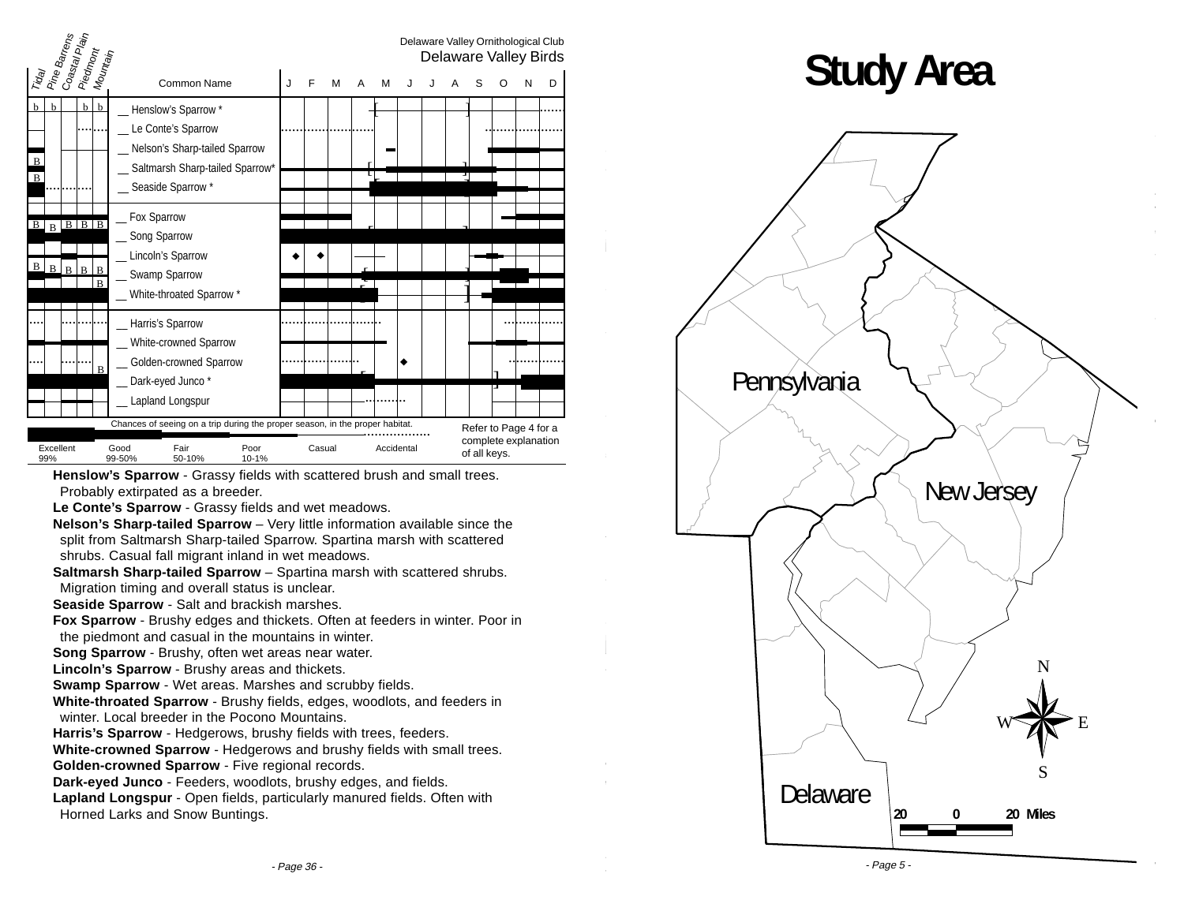Delaware Valley Ornithological Club
Delaware Valley Birds

| Tidal | Pine Barrens | Coastal Plain | Piedmont | Mountain | Common Name | J | F | M | A | M | J | J | A | S | O | N | D |
|---|---|---|---|---|---|---|---|---|---|---|---|---|---|---|---|---|---|
| b | b | | b | b | __ Henslow's Sparrow * | | | | | | | | | | | | |
| | | | | | __ Le Conte's Sparrow | | | | | | | | | | | | |
| | | | | | __ Nelson's Sharp-tailed Sparrow | | | | | | | | | | | | |
| B | | | | | __ Saltmarsh Sharp-tailed Sparrow* | | | | | | | | | | | | |
| B | | | | | __ Seaside Sparrow * | | | | | | | | | | | | |
| | | | | | __ Fox Sparrow | | | | | | | | | | | | |
| B | B | B | B | B | __ Song Sparrow | | | | | | | | | | | | |
| | | | | | __ Lincoln's Sparrow | | | | | | | | | | | | |
| B | B | B | B | B | __ Swamp Sparrow | | | | | | | | | | | | |
| | | | | B | __ White-throated Sparrow * | | | | | | | | | | | | |
| | | | | | __ Harris's Sparrow | | | | | | | | | | | | |
| | | | | | __ White-crowned Sparrow | | | | | | | | | | | | |
| | | | | | __ Golden-crowned Sparrow | | | | | | | | | | | | |
| | | | | B | __ Dark-eyed Junco * | | | | | | | | | | | | |
| | | | | | __ Lapland Longspur | | | | | | | | | | | | |

Chances of seeing on a trip during the proper season, in the proper habitat.

| Excellent | Good | Fair | Poor | Casual | Accidental |
|---|---|---|---|---|---|
| 99% | 99-50% | 50-10% | 10-1% | | |

Refer to Page 4 for a complete explanation of all keys.

**Henslow's Sparrow** - Grassy fields with scattered brush and small trees. Probably extirpated as a breeder.
**Le Conte's Sparrow** - Grassy fields and wet meadows.
**Nelson's Sharp-tailed Sparrow** – Very little information available since the split from Saltmarsh Sharp-tailed Sparrow. Spartina marsh with scattered shrubs. Casual fall migrant inland in wet meadows.
**Saltmarsh Sharp-tailed Sparrow** – Spartina marsh with scattered shrubs. Migration timing and overall status is unclear.
**Seaside Sparrow** - Salt and brackish marshes.
**Fox Sparrow** - Brushy edges and thickets. Often at feeders in winter. Poor in the piedmont and casual in the mountains in winter.
**Song Sparrow** - Brushy, often wet areas near water.
**Lincoln's Sparrow** - Brushy areas and thickets.
**Swamp Sparrow** - Wet areas. Marshes and scrubby fields.
**White-throated Sparrow** - Brushy fields, edges, woodlots, and feeders in winter. Local breeder in the Pocono Mountains.
**Harris's Sparrow** - Hedgerows, brushy fields with trees, feeders.
**White-crowned Sparrow** - Hedgerows and brushy fields with small trees.
**Golden-crowned Sparrow** - Five regional records.
**Dark-eyed Junco** - Feeders, woodlots, brushy edges, and fields.
**Lapland Longspur** - Open fields, particularly manured fields. Often with Horned Larks and Snow Buntings.

# Study Area

Pennsylvania

New Jersey

Delaware

N W E S

20 0 20 Miles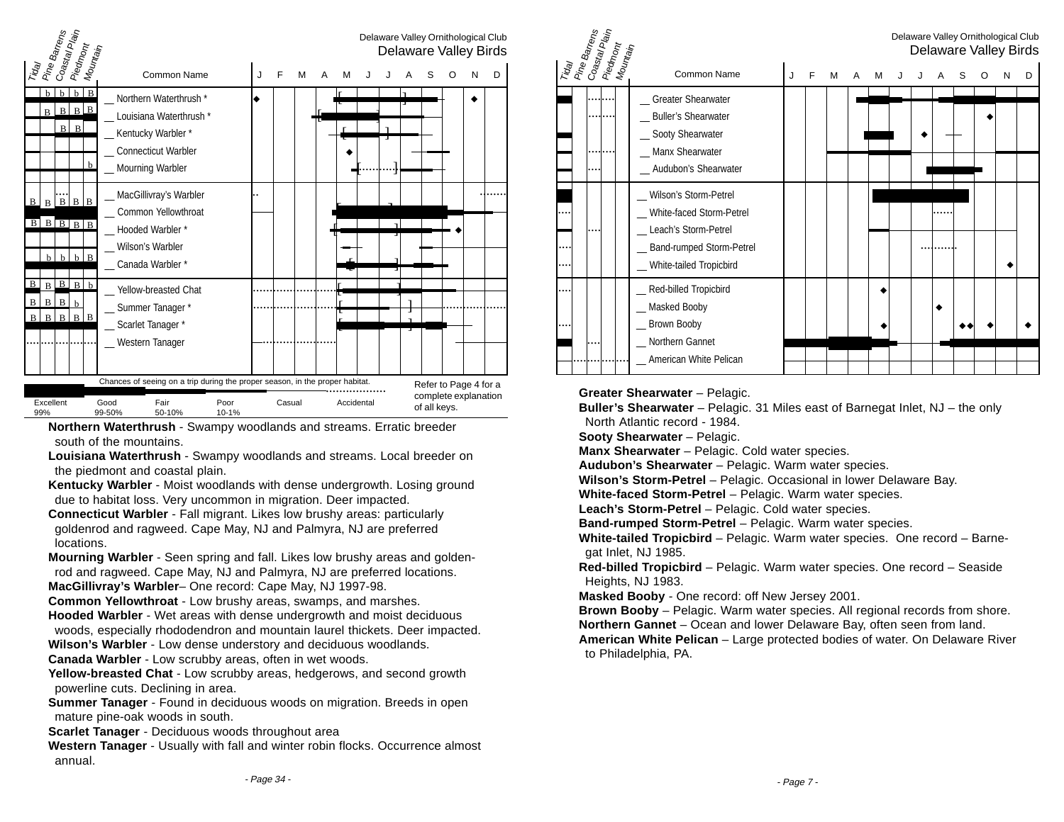Delaware Valley Ornithological Club
Delaware Valley Birds

| Tidal | Pine Barrens | Coastal Plain | Piedmont | Mountain | Common Name |
|---|---|---|---|---|---|
| | b | b | b | B | __ Northern Waterthrush * |
| | B | B | B | B | __ Louisiana Waterthrush * |
| | | B | B | | __ Kentucky Warbler * |
| | | | | | __ Connecticut Warbler |
| | | | | b | __ Mourning Warbler |
| B | B | B | B | B | __ MacGillivray's Warbler |
| | | | | | __ Common Yellowthroat |
| B | B | B | B | B | __ Hooded Warbler * |
| | | | | | __ Wilson's Warbler |
| | b | b | b | B | __ Canada Warbler * |
| B | B | B | B | b | __ Yellow-breasted Chat |
| B | B | B | b | | __ Summer Tanager * |
| B | B | B | B | B | __ Scarlet Tanager * |
| | | | | | __ Western Tanager |

Chances of seeing on a trip during the proper season, in the proper habitat.

| Excellent | Good | Fair | Poor | Casual | Accidental |
|---|---|---|---|---|---|
| 99% | 99-50% | 50-10% | 10-1% | | |

Refer to Page 4 for a complete explanation of all keys.

**Northern Waterthrush** - Swampy woodlands and streams. Erratic breeder south of the mountains.

**Louisiana Waterthrush** - Swampy woodlands and streams. Local breeder on the piedmont and coastal plain.

**Kentucky Warbler** - Moist woodlands with dense undergrowth. Losing ground due to habitat loss. Very uncommon in migration. Deer impacted.

**Connecticut Warbler** - Fall migrant. Likes low brushy areas: particularly goldenrod and ragweed. Cape May, NJ and Palmyra, NJ are preferred locations.

**Mourning Warbler** - Seen spring and fall. Likes low brushy areas and goldenrod and ragweed. Cape May, NJ and Palmyra, NJ are preferred locations.

**MacGillivray's Warbler**– One record: Cape May, NJ 1997-98.

**Common Yellowthroat** - Low brushy areas, swamps, and marshes.

**Hooded Warbler** - Wet areas with dense undergrowth and moist deciduous woods, especially rhododendron and mountain laurel thickets. Deer impacted.

**Wilson's Warbler** - Low dense understory and deciduous woodlands.

**Canada Warbler** - Low scrubby areas, often in wet woods.

**Yellow-breasted Chat** - Low scrubby areas, hedgerows, and second growth powerline cuts. Declining in area.

**Summer Tanager** - Found in deciduous woods on migration. Breeds in open mature pine-oak woods in south.

**Scarlet Tanager** - Deciduous woods throughout area

**Western Tanager** - Usually with fall and winter robin flocks. Occurrence almost annual.

Delaware Valley Ornithological Club
Delaware Valley Birds

| Common Name |
|---|
| __ Greater Shearwater |
| __ Buller's Shearwater |
| __ Sooty Shearwater |
| __ Manx Shearwater |
| __ Audubon's Shearwater |
| __ Wilson's Storm-Petrel |
| __ White-faced Storm-Petrel |
| __ Leach's Storm-Petrel |
| __ Band-rumped Storm-Petrel |
| __ White-tailed Tropicbird |
| __ Red-billed Tropicbird |
| __ Masked Booby |
| __ Brown Booby |
| __ Northern Gannet |
| __ American White Pelican |

**Greater Shearwater** – Pelagic.

**Buller's Shearwater** – Pelagic. 31 Miles east of Barnegat Inlet, NJ – the only North Atlantic record - 1984.

**Sooty Shearwater** – Pelagic.

**Manx Shearwater** – Pelagic. Cold water species.

**Audubon's Shearwater** – Pelagic. Warm water species.

**Wilson's Storm-Petrel** – Pelagic. Occasional in lower Delaware Bay.

**White-faced Storm-Petrel** – Pelagic. Warm water species.

**Leach's Storm-Petrel** – Pelagic. Cold water species.

**Band-rumped Storm-Petrel** – Pelagic. Warm water species.

**White-tailed Tropicbird** – Pelagic. Warm water species. One record – Barnegat Inlet, NJ 1985.

**Red-billed Tropicbird** – Pelagic. Warm water species. One record – Seaside Heights, NJ 1983.

**Masked Booby** - One record: off New Jersey 2001.

**Brown Booby** – Pelagic. Warm water species. All regional records from shore.

**Northern Gannet** – Ocean and lower Delaware Bay, often seen from land.

**American White Pelican** – Large protected bodies of water. On Delaware River to Philadelphia, PA.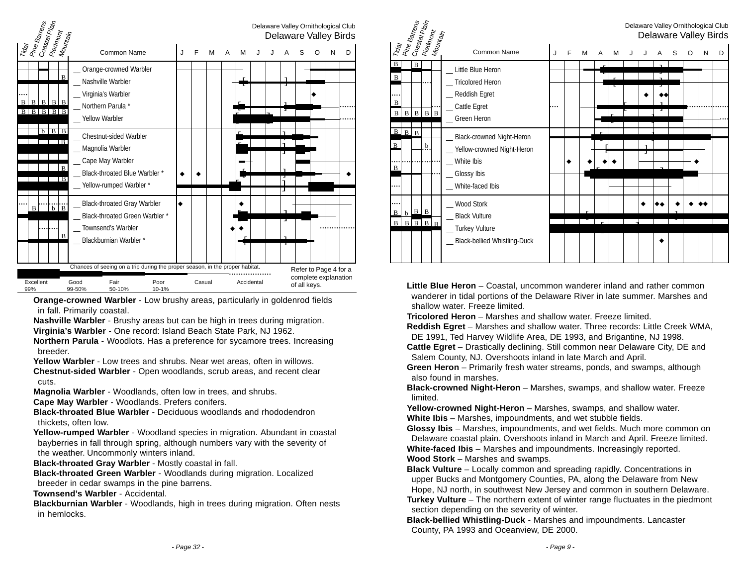## Delaware Valley Birds

Delaware Valley Ornithological Club

| Tidal | Pine Barrens | Coastal Plain | Piedmont | Mountain | Common Name |
|---|---|---|---|---|---|
| | | | | | __ Orange-crowned Warbler |
| | | | | B | __ Nashville Warbler |
| | | | | | __ Virginia's Warbler |
| B | B | B | B | B | __ Northern Parula * |
| B | B | B | B | B | __ Yellow Warbler |
| | | b | B | B | __ Chestnut-sided Warbler |
| | | | | B | __ Magnolia Warbler |
| | | | | | __ Cape May Warbler |
| | | | | B | __ Black-throated Blue Warbler * |
| | | | | B | __ Yellow-rumped Warbler * |
| | B | | b | B | __ Black-throated Gray Warbler |
| | | | | | __ Black-throated Green Warbler * |
| | | | | | __ Townsend's Warbler |
| | | | | B | __ Blackburnian Warbler * |

Chances of seeing on a trip during the proper season, in the proper habitat.

Excellent 99% — Good 99-50% — Fair 50-10% — Poor 10-1% — Casual — Accidental

Refer to Page 4 for a complete explanation of all keys.

**Orange-crowned Warbler** - Low brushy areas, particularly in goldenrod fields in fall. Primarily coastal.

**Nashville Warbler** - Brushy areas but can be high in trees during migration.

**Virginia's Warbler** - One record: Island Beach State Park, NJ 1962.

**Northern Parula** - Woodlots. Has a preference for sycamore trees. Increasing breeder.

**Yellow Warbler** - Low trees and shrubs. Near wet areas, often in willows.

**Chestnut-sided Warbler** - Open woodlands, scrub areas, and recent clear cuts.

**Magnolia Warbler** - Woodlands, often low in trees, and shrubs.

**Cape May Warbler** - Woodlands. Prefers conifers.

**Black-throated Blue Warbler** - Deciduous woodlands and rhododendron thickets, often low.

**Yellow-rumped Warbler** - Woodland species in migration. Abundant in coastal bayberries in fall through spring, although numbers vary with the severity of the weather. Uncommonly winters inland.

**Black-throated Gray Warbler** - Mostly coastal in fall.

**Black-throated Green Warbler** - Woodlands during migration. Localized breeder in cedar swamps in the pine barrens.

**Townsend's Warbler** - Accidental.

**Blackburnian Warbler** - Woodlands, high in trees during migration. Often nests in hemlocks.

## Delaware Valley Birds

Delaware Valley Ornithological Club

| Tidal | Pine Barrens | Coastal Plain | Piedmont | Mountain | Common Name |
|---|---|---|---|---|---|
| B | | B | | | __ Little Blue Heron |
| B | | | | | __ Tricolored Heron |
| | | | | | __ Reddish Egret |
| B | | | | | __ Cattle Egret |
| B | B | B | B | B | __ Green Heron |
| B | B | B | | | __ Black-crowned Night-Heron |
| B | | | b | | __ Yellow-crowned Night-Heron |
| | | | | | __ White Ibis |
| B | | | | | __ Glossy Ibis |
| | | | | | __ White-faced Ibis |
| | | | | | __ Wood Stork |
| B | b | B | B | | __ Black Vulture |
| B | B | B | B | B | __ Turkey Vulture |
| | | | | | __ Black-bellied Whistling-Duck |

**Little Blue Heron** – Coastal, uncommon wanderer inland and rather common wanderer in tidal portions of the Delaware River in late summer. Marshes and shallow water. Freeze limited.

**Tricolored Heron** – Marshes and shallow water. Freeze limited.

**Reddish Egret** – Marshes and shallow water. Three records: Little Creek WMA, DE 1991, Ted Harvey Wildlife Area, DE 1993, and Brigantine, NJ 1998.

**Cattle Egret** – Drastically declining. Still common near Delaware City, DE and Salem County, NJ. Overshoots inland in late March and April.

**Green Heron** – Primarily fresh water streams, ponds, and swamps, although also found in marshes.

**Black-crowned Night-Heron** – Marshes, swamps, and shallow water. Freeze limited.

**Yellow-crowned Night-Heron** – Marshes, swamps, and shallow water.

**White Ibis** – Marshes, impoundments, and wet stubble fields.

**Glossy Ibis** – Marshes, impoundments, and wet fields. Much more common on Delaware coastal plain. Overshoots inland in March and April. Freeze limited.

**White-faced Ibis** – Marshes and impoundments. Increasingly reported.

**Wood Stork** – Marshes and swamps.

**Black Vulture** – Locally common and spreading rapidly. Concentrations in upper Bucks and Montgomery Counties, PA, along the Delaware from New Hope, NJ north, in southwest New Jersey and common in southern Delaware.

**Turkey Vulture** – The northern extent of winter range fluctuates in the piedmont section depending on the severity of winter.

**Black-bellied Whistling-Duck** - Marshes and impoundments. Lancaster County, PA 1993 and Oceanview, DE 2000.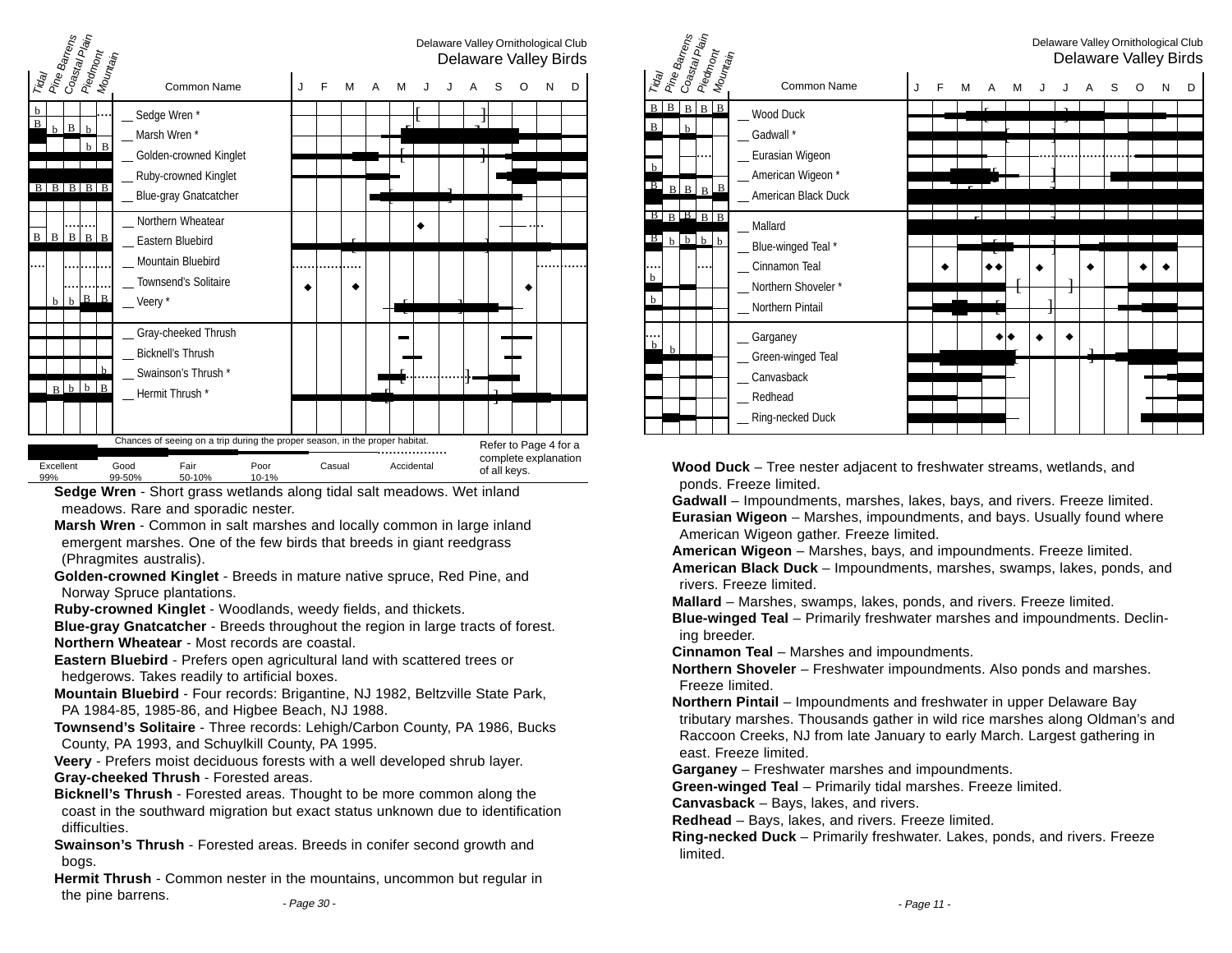Delaware Valley Ornithological Club
Delaware Valley Birds

| Tidal | Pine Barrens | Coastal Plain | Piedmont | Mountain | Common Name |
|---|---|---|---|---|---|
| b | | | | | __ Sedge Wren * |
| B | b | B | b | | __ Marsh Wren * |
| | | | b | B | __ Golden-crowned Kinglet |
| | | | | | __ Ruby-crowned Kinglet |
| B | B | B | B | B | __ Blue-gray Gnatcatcher |
| | | | | | __ Northern Wheatear |
| B | B | B | B | B | __ Eastern Bluebird |
| | | | | | __ Mountain Bluebird |
| | | | | | __ Townsend's Solitaire |
| | b | b | B | B | __ Veery * |
| | | | | | __ Gray-cheeked Thrush |
| | | | | | __ Bicknell's Thrush |
| | | | | b | __ Swainson's Thrush * |
| | B | b | b | B | __ Hermit Thrush * |

Chances of seeing on a trip during the proper season, in the proper habitat.

| Excellent | Good | Fair | Poor | Casual | Accidental |
|---|---|---|---|---|---|
| 99% | 99-50% | 50-10% | 10-1% | | |

Refer to Page 4 for a complete explanation of all keys.

**Sedge Wren** - Short grass wetlands along tidal salt meadows. Wet inland meadows. Rare and sporadic nester.

**Marsh Wren** - Common in salt marshes and locally common in large inland emergent marshes. One of the few birds that breeds in giant reedgrass (Phragmites australis).

**Golden-crowned Kinglet** - Breeds in mature native spruce, Red Pine, and Norway Spruce plantations.

**Ruby-crowned Kinglet** - Woodlands, weedy fields, and thickets.

**Blue-gray Gnatcatcher** - Breeds throughout the region in large tracts of forest.

**Northern Wheatear** - Most records are coastal.

**Eastern Bluebird** - Prefers open agricultural land with scattered trees or hedgerows. Takes readily to artificial boxes.

**Mountain Bluebird** - Four records: Brigantine, NJ 1982, Beltzville State Park, PA 1984-85, 1985-86, and Higbee Beach, NJ 1988.

**Townsend's Solitaire** - Three records: Lehigh/Carbon County, PA 1986, Bucks County, PA 1993, and Schuylkill County, PA 1995.

**Veery** - Prefers moist deciduous forests with a well developed shrub layer.

**Gray-cheeked Thrush** - Forested areas.

**Bicknell's Thrush** - Forested areas. Thought to be more common along the coast in the southward migration but exact status unknown due to identification difficulties.

**Swainson's Thrush** - Forested areas. Breeds in conifer second growth and bogs.

**Hermit Thrush** - Common nester in the mountains, uncommon but regular in the pine barrens.

Delaware Valley Ornithological Club
Delaware Valley Birds

| Tidal | Pine Barrens | Coastal Plain | Piedmont | Mountain | Common Name |
|---|---|---|---|---|---|
| B | B | B | B | B | __ Wood Duck |
| B | | b | | | __ Gadwall * |
| | | | | | __ Eurasian Wigeon |
| b | | | | | __ American Wigeon * |
| B | B | B | B | B | __ American Black Duck |
| B | B | B | B | B | __ Mallard |
| B | b | b | b | b | __ Blue-winged Teal * |
| | | | | | __ Cinnamon Teal |
| b | | | | | __ Northern Shoveler * |
| b | | | | | __ Northern Pintail |
| | | | | | __ Garganey |
| b | b | | | | __ Green-winged Teal |
| | | | | | __ Canvasback |
| | | | | | __ Redhead |
| | | | | | __ Ring-necked Duck |

**Wood Duck** – Tree nester adjacent to freshwater streams, wetlands, and ponds. Freeze limited.

**Gadwall** – Impoundments, marshes, lakes, bays, and rivers. Freeze limited.

**Eurasian Wigeon** – Marshes, impoundments, and bays. Usually found where American Wigeon gather. Freeze limited.

**American Wigeon** – Marshes, bays, and impoundments. Freeze limited.

**American Black Duck** – Impoundments, marshes, swamps, lakes, ponds, and rivers. Freeze limited.

**Mallard** – Marshes, swamps, lakes, ponds, and rivers. Freeze limited.

**Blue-winged Teal** – Primarily freshwater marshes and impoundments. Declining breeder.

**Cinnamon Teal** – Marshes and impoundments.

**Northern Shoveler** – Freshwater impoundments. Also ponds and marshes. Freeze limited.

**Northern Pintail** – Impoundments and freshwater in upper Delaware Bay tributary marshes. Thousands gather in wild rice marshes along Oldman's and Raccoon Creeks, NJ from late January to early March. Largest gathering in east. Freeze limited.

**Garganey** – Freshwater marshes and impoundments.

**Green-winged Teal** – Primarily tidal marshes. Freeze limited.

**Canvasback** – Bays, lakes, and rivers.

**Redhead** – Bays, lakes, and rivers. Freeze limited.

**Ring-necked Duck** – Primarily freshwater. Lakes, ponds, and rivers. Freeze limited.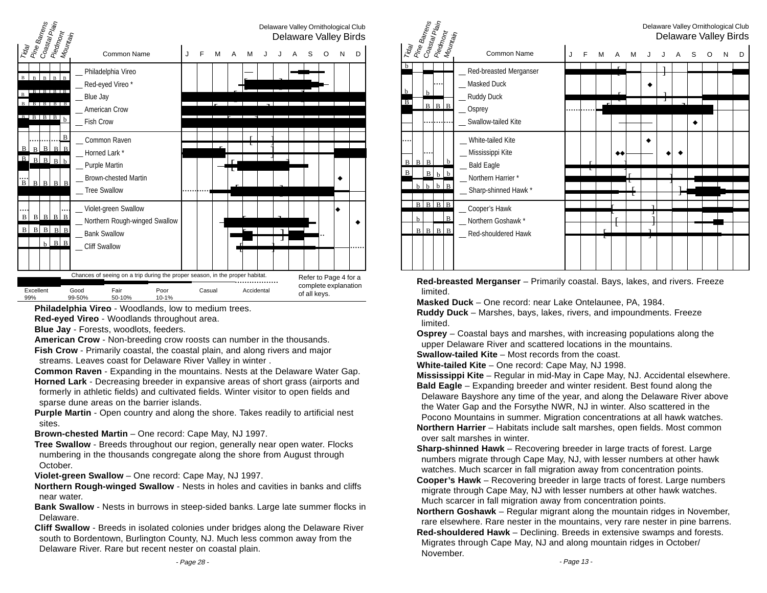Delaware Valley Ornithological Club
Delaware Valley Birds

| Tidal | Pine Barrens | Coastal Plain | Piedmont | Mountain | Common Name |
|---|---|---|---|---|---|
| B | B | B | B | B | __ Philadelphia Vireo |
| B | B | B | B | B | __ Red-eyed Vireo * |
| B | B | B | B | B | __ Blue Jay |
| B | B | B | B | | __ American Crow |
| | | | | b | __ Fish Crow |
| | | | | B | __ Common Raven |
| B | B | B | B | B | __ Horned Lark * |
| B | B | B | B | b | __ Purple Martin |
| B | B | B | B | B | __ Brown-chested Martin |
| | | | | | __ Tree Swallow |
| B | B | B | B | B | __ Violet-green Swallow |
| B | B | B | B | B | __ Northern Rough-winged Swallow |
| | b | | B | B | __ Bank Swallow |
| | | | | | __ Cliff Swallow |

Chances of seeing on a trip during the proper season, in the proper habitat.

| Excellent | Good | Fair | Poor | Casual | Accidental |
|---|---|---|---|---|---|
| 99% | 99-50% | 50-10% | 10-1% | | |

Refer to Page 4 for a complete explanation of all keys.

**Philadelphia Vireo** - Woodlands, low to medium trees.

**Red-eyed Vireo** - Woodlands throughout area.

**Blue Jay** - Forests, woodlots, feeders.

**American Crow** - Non-breeding crow roosts can number in the thousands.

**Fish Crow** - Primarily coastal, the coastal plain, and along rivers and major streams. Leaves coast for Delaware River Valley in winter .

**Common Raven** - Expanding in the mountains. Nests at the Delaware Water Gap.

**Horned Lark** - Decreasing breeder in expansive areas of short grass (airports and formerly in athletic fields) and cultivated fields. Winter visitor to open fields and sparse dune areas on the barrier islands.

**Purple Martin** - Open country and along the shore. Takes readily to artificial nest sites.

**Brown-chested Martin** – One record: Cape May, NJ 1997.

**Tree Swallow** - Breeds throughout our region, generally near open water. Flocks numbering in the thousands congregate along the shore from August through October.

**Violet-green Swallow** – One record: Cape May, NJ 1997.

**Northern Rough-winged Swallow** - Nests in holes and cavities in banks and cliffs near water.

**Bank Swallow** - Nests in burrows in steep-sided banks. Large late summer flocks in Delaware.

**Cliff Swallow** - Breeds in isolated colonies under bridges along the Delaware River south to Bordentown, Burlington County, NJ. Much less common away from the Delaware River. Rare but recent nester on coastal plain.

Delaware Valley Ornithological Club
Delaware Valley Birds

| Tidal | Pine Barrens | Coastal Plain | Piedmont | Mountain | Common Name |
|---|---|---|---|---|---|
| b | | | | | __ Red-breasted Merganser |
| | | | | | __ Masked Duck |
| b | | b | | | __ Ruddy Duck |
| B | | B | B | B | __ Osprey |
| | | | | | __ Swallow-tailed Kite |
| | | | | | __ White-tailed Kite |
| | | | | | __ Mississippi Kite |
| B | B | B | | b | __ Bald Eagle |
| B | | B | b | b | __ Northern Harrier * |
| | b | b | b | B | __ Sharp-shinned Hawk * |
| | B | B | B | B | __ Cooper's Hawk |
| | b | | | B | __ Northern Goshawk * |
| | B | B | B | B | __ Red-shouldered Hawk |

**Red-breasted Merganser** – Primarily coastal. Bays, lakes, and rivers. Freeze limited.

**Masked Duck** – One record: near Lake Ontelaunee, PA, 1984.

**Ruddy Duck** – Marshes, bays, lakes, rivers, and impoundments. Freeze limited.

**Osprey** – Coastal bays and marshes, with increasing populations along the upper Delaware River and scattered locations in the mountains.

**Swallow-tailed Kite** – Most records from the coast.

**White-tailed Kite** – One record: Cape May, NJ 1998.

**Mississippi Kite** – Regular in mid-May in Cape May, NJ. Accidental elsewhere.

**Bald Eagle** – Expanding breeder and winter resident. Best found along the Delaware Bayshore any time of the year, and along the Delaware River above the Water Gap and the Forsythe NWR, NJ in winter. Also scattered in the Pocono Mountains in summer. Migration concentrations at all hawk watches.

**Northern Harrier** – Habitats include salt marshes, open fields. Most common over salt marshes in winter.

**Sharp-shinned Hawk** – Recovering breeder in large tracts of forest. Large numbers migrate through Cape May, NJ, with lesser numbers at other hawk watches. Much scarcer in fall migration away from concentration points.

**Cooper's Hawk** – Recovering breeder in large tracts of forest. Large numbers migrate through Cape May, NJ with lesser numbers at other hawk watches. Much scarcer in fall migration away from concentration points.

**Northern Goshawk** – Regular migrant along the mountain ridges in November, rare elsewhere. Rare nester in the mountains, very rare nester in pine barrens.

**Red-shouldered Hawk** – Declining. Breeds in extensive swamps and forests. Migrates through Cape May, NJ and along mountain ridges in October/ November.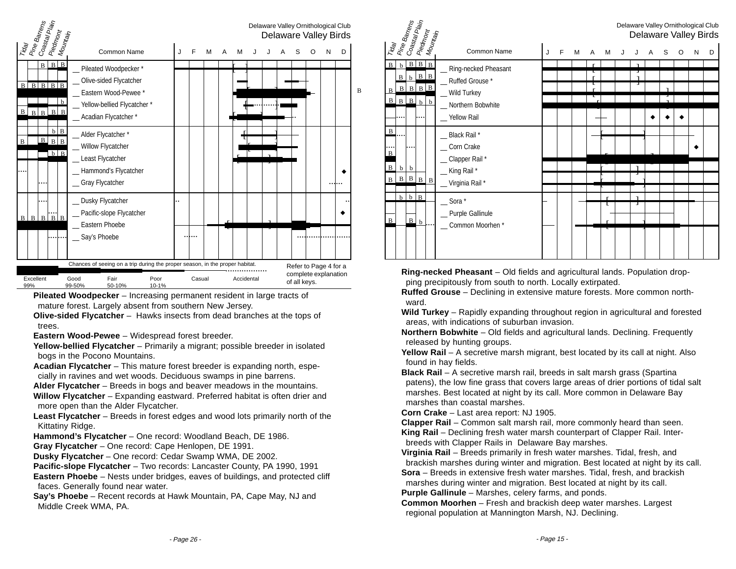Delaware Valley Ornithological Club
Delaware Valley Birds

| Tidal | Pine Barrens | Coastal Plain | Piedmont | Mountain | Common Name |
|---|---|---|---|---|---|
| | | B | B | B | __ Pileated Woodpecker * |
| | | | | | __ Olive-sided Flycatcher |
| B | B | B | B | B | __ Eastern Wood-Pewee * |
| | | | | b | __ Yellow-bellied Flycatcher * |
| B | B | B | B | B | __ Acadian Flycatcher * |
| | | | b | B | __ Alder Flycatcher * |
| B | | B | B | B | __ Willow Flycatcher |
| | | | b | B | __ Least Flycatcher |
| | | | | | __ Hammond's Flycatcher |
| | | | | | __ Gray Flycatcher |
| | | | | | __ Dusky Flycatcher |
| | | | | | __ Pacific-slope Flycatcher |
| B | B | B | B | B | __ Eastern Phoebe |
| | | | | | __ Say's Phoebe |

Chances of seeing on a trip during the proper season, in the proper habitat.

Excellent 99% · Good 99-50% · Fair 50-10% · Poor 10-1% · Casual · Accidental

Refer to Page 4 for a complete explanation of all keys.

**Pileated Woodpecker** – Increasing permanent resident in large tracts of mature forest. Largely absent from southern New Jersey.

**Olive-sided Flycatcher** – Hawks insects from dead branches at the tops of trees.

**Eastern Wood-Pewee** – Widespread forest breeder.

**Yellow-bellied Flycatcher** – Primarily a migrant; possible breeder in isolated bogs in the Pocono Mountains.

**Acadian Flycatcher** – This mature forest breeder is expanding north, especially in ravines and wet woods. Deciduous swamps in pine barrens.

**Alder Flycatcher** – Breeds in bogs and beaver meadows in the mountains.

**Willow Flycatcher** – Expanding eastward. Preferred habitat is often drier and more open than the Alder Flycatcher.

**Least Flycatcher** – Breeds in forest edges and wood lots primarily north of the Kittatiny Ridge.

**Hammond's Flycatcher** – One record: Woodland Beach, DE 1986.

**Gray Flycatcher** – One record: Cape Henlopen, DE 1991.

**Dusky Flycatcher** – One record: Cedar Swamp WMA, DE 2002.

**Pacific-slope Flycatcher** – Two records: Lancaster County, PA 1990, 1991

**Eastern Phoebe** – Nests under bridges, eaves of buildings, and protected cliff faces. Generally found near water.

**Say's Phoebe** – Recent records at Hawk Mountain, PA, Cape May, NJ and Middle Creek WMA, PA.

Delaware Valley Ornithological Club
Delaware Valley Birds

| Tidal | Pine Barrens | Coastal Plain | Piedmont | Mountain | Common Name |
|---|---|---|---|---|---|
| B | b | B | B | B | __ Ring-necked Pheasant |
| | B | b | B | B | __ Ruffed Grouse * |
| B | B | B | B | B | __ Wild Turkey |
| B | B | B | b | b | __ Northern Bobwhite |
| | | | | | __ Yellow Rail |
| B | | | | | __ Black Rail * |
| | | | | | __ Corn Crake |
| B | | | | | __ Clapper Rail * |
| B | b | b | | | __ King Rail * |
| B | B | B | B | B | __ Virginia Rail * |
| | b | b | B | | __ Sora * |
| | | | | | __ Purple Gallinule |
| B | | B | b | | __ Common Moorhen * |

**Ring-necked Pheasant** – Old fields and agricultural lands. Population dropping precipitously from south to north. Locally extirpated.

**Ruffed Grouse** – Declining in extensive mature forests. More common northward.

**Wild Turkey** – Rapidly expanding throughout region in agricultural and forested areas, with indications of suburban invasion.

**Northern Bobwhite** – Old fields and agricultural lands. Declining. Frequently released by hunting groups.

**Yellow Rail** – A secretive marsh migrant, best located by its call at night. Also found in hay fields.

**Black Rail** – A secretive marsh rail, breeds in salt marsh grass (Spartina patens), the low fine grass that covers large areas of drier portions of tidal salt marshes. Best located at night by its call. More common in Delaware Bay marshes than coastal marshes.

**Corn Crake** – Last area report: NJ 1905.

**Clapper Rail** – Common salt marsh rail, more commonly heard than seen.

**King Rail** – Declining fresh water marsh counterpart of Clapper Rail. Interbreeds with Clapper Rails in Delaware Bay marshes.

**Virginia Rail** – Breeds primarily in fresh water marshes. Tidal, fresh, and brackish marshes during winter and migration. Best located at night by its call.

**Sora** – Breeds in extensive fresh water marshes. Tidal, fresh, and brackish marshes during winter and migration. Best located at night by its call.

**Purple Gallinule** – Marshes, celery farms, and ponds.

**Common Moorhen** – Fresh and brackish deep water marshes. Largest regional population at Mannington Marsh, NJ. Declining.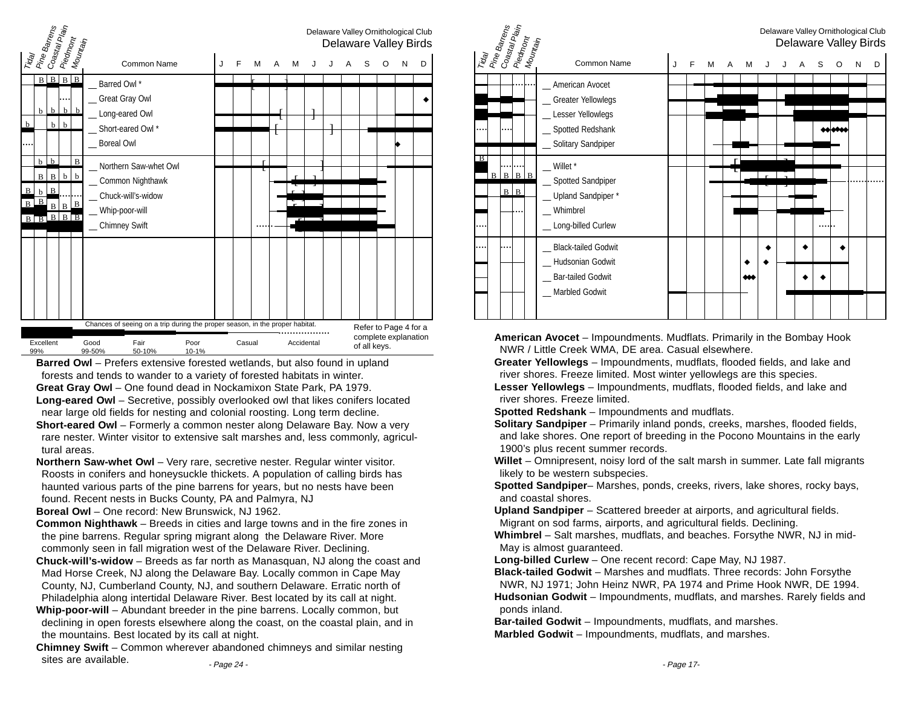Delaware Valley Ornithological Club
Delaware Valley Birds

| Tidal | Pine Barrens | Coastal Plain | Piedmont | Mountain | Common Name |
|---|---|---|---|---|---|
|  | B | B | B | B | __ Barred Owl * |
|  |  |  | .... |  | __ Great Gray Owl |
|  | b | b | b | b | __ Long-eared Owl |
| b |  | b | b |  | __ Short-eared Owl * |
| .... |  |  |  |  | __ Boreal Owl |
|  | b | b |  | B | __ Northern Saw-whet Owl |
|  | B | B | b | b | __ Common Nighthawk |
| B | b | B | ....... |  | __ Chuck-will's-widow |
| B | B | B | B | B | __ Whip-poor-will |
| B | B | B | B | B | __ Chimney Swift |

Chances of seeing on a trip during the proper season, in the proper habitat.

| Excellent | Good | Fair | Poor | Casual | Accidental |
|---|---|---|---|---|---|
| 99% | 99-50% | 50-10% | 10-1% |  |  |

Refer to Page 4 for a complete explanation of all keys.

**Barred Owl** – Prefers extensive forested wetlands, but also found in upland forests and tends to wander to a variety of forested habitats in winter.

**Great Gray Owl** – One found dead in Nockamixon State Park, PA 1979.

**Long-eared Owl** – Secretive, possibly overlooked owl that likes conifers located near large old fields for nesting and colonial roosting. Long term decline.

**Short-eared Owl** – Formerly a common nester along Delaware Bay. Now a very rare nester. Winter visitor to extensive salt marshes and, less commonly, agricultural areas.

**Northern Saw-whet Owl** – Very rare, secretive nester. Regular winter visitor. Roosts in conifers and honeysuckle thickets. A population of calling birds has haunted various parts of the pine barrens for years, but no nests have been found. Recent nests in Bucks County, PA and Palmyra, NJ

**Boreal Owl** – One record: New Brunswick, NJ 1962.

**Common Nighthawk** – Breeds in cities and large towns and in the fire zones in the pine barrens. Regular spring migrant along the Delaware River. More commonly seen in fall migration west of the Delaware River. Declining.

**Chuck-will's-widow** – Breeds as far north as Manasquan, NJ along the coast and Mad Horse Creek, NJ along the Delaware Bay. Locally common in Cape May County, NJ, Cumberland County, NJ, and southern Delaware. Erratic north of Philadelphia along intertidal Delaware River. Best located by its call at night.

**Whip-poor-will** – Abundant breeder in the pine barrens. Locally common, but declining in open forests elsewhere along the coast, on the coastal plain, and in the mountains. Best located by its call at night.

**Chimney Swift** – Common wherever abandoned chimneys and similar nesting sites are available.

Delaware Valley Ornithological Club
Delaware Valley Birds

| Tidal | Pine Barrens | Coastal Plain | Piedmont | Mountain | Common Name |
|---|---|---|---|---|---|
|  |  |  | .... | .... | __ American Avocet |
|  |  |  |  |  | __ Greater Yellowlegs |
|  |  |  |  |  | __ Lesser Yellowlegs |
| .... |  | .... |  |  | __ Spotted Redshank |
|  |  |  |  |  | __ Solitary Sandpiper |
| B |  | .... | .... |  | __ Willet * |
|  | B | B | B | B | __ Spotted Sandpiper |
|  |  | B | B |  | __ Upland Sandpiper * |
|  |  |  | .... |  | __ Whimbrel |
| .... |  |  |  |  | __ Long-billed Curlew |
| .... |  | .... |  |  | __ Black-tailed Godwit |
|  |  |  |  |  | __ Hudsonian Godwit |
|  |  |  |  |  | __ Bar-tailed Godwit |
|  |  |  |  |  | __ Marbled Godwit |

**American Avocet** – Impoundments. Mudflats. Primarily in the Bombay Hook NWR / Little Creek WMA, DE area. Casual elsewhere.

**Greater Yellowlegs** – Impoundments, mudflats, flooded fields, and lake and river shores. Freeze limited. Most winter yellowlegs are this species.

**Lesser Yellowlegs** – Impoundments, mudflats, flooded fields, and lake and river shores. Freeze limited.

**Spotted Redshank** – Impoundments and mudflats.

**Solitary Sandpiper** – Primarily inland ponds, creeks, marshes, flooded fields, and lake shores. One report of breeding in the Pocono Mountains in the early 1900's plus recent summer records.

**Willet** – Omnipresent, noisy lord of the salt marsh in summer. Late fall migrants likely to be western subspecies.

**Spotted Sandpiper**– Marshes, ponds, creeks, rivers, lake shores, rocky bays, and coastal shores.

**Upland Sandpiper** – Scattered breeder at airports, and agricultural fields. Migrant on sod farms, airports, and agricultural fields. Declining.

**Whimbrel** – Salt marshes, mudflats, and beaches. Forsythe NWR, NJ in mid-May is almost guaranteed.

**Long-billed Curlew** – One recent record: Cape May, NJ 1987.

**Black-tailed Godwit** – Marshes and mudflats. Three records: John Forsythe NWR, NJ 1971; John Heinz NWR, PA 1974 and Prime Hook NWR, DE 1994.

**Hudsonian Godwit** – Impoundments, mudflats, and marshes. Rarely fields and ponds inland.

**Bar-tailed Godwit** – Impoundments, mudflats, and marshes.

**Marbled Godwit** – Impoundments, mudflats, and marshes.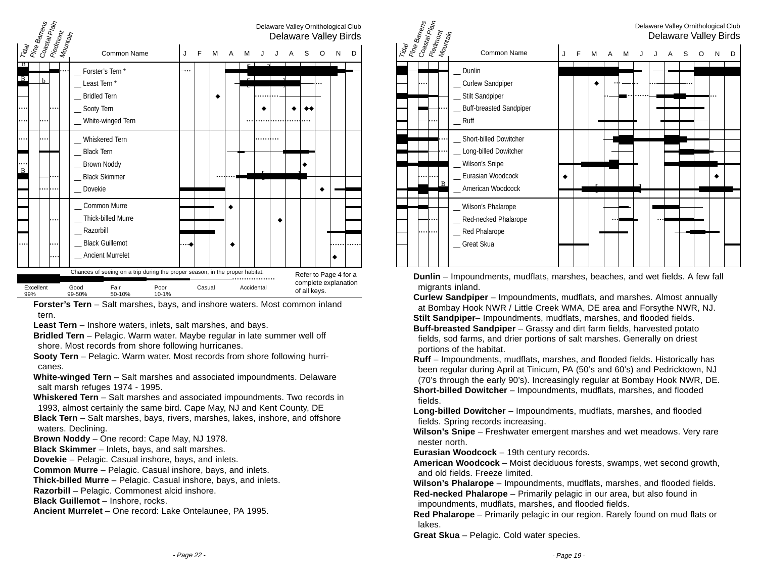Delaware Valley Ornithological Club
Delaware Valley Birds

Tidal | Pine Barrens | Coastal Plain | Piedmont | Mountain

Common Name — J F M A M J J A S O N D

__ Forster's Tern *
__ Least Tern *
__ Bridled Tern
__ Sooty Tern
__ White-winged Tern
__ Whiskered Tern
__ Black Tern
__ Brown Noddy
__ Black Skimmer
__ Dovekie
__ Common Murre
__ Thick-billed Murre
__ Razorbill
__ Black Guillemot
__ Ancient Murrelet

Chances of seeing on a trip during the proper season, in the proper habitat.

Excellent 99% | Good 99-50% | Fair 50-10% | Poor 10-1% | Casual | Accidental

Refer to Page 4 for a complete explanation of all keys.

**Forster's Tern** – Salt marshes, bays, and inshore waters. Most common inland tern.

**Least Tern** – Inshore waters, inlets, salt marshes, and bays.

**Bridled Tern** – Pelagic. Warm water. Maybe regular in late summer well off shore. Most records from shore following hurricanes.

**Sooty Tern** – Pelagic. Warm water. Most records from shore following hurricanes.

**White-winged Tern** – Salt marshes and associated impoundments. Delaware salt marsh refuges 1974 - 1995.

**Whiskered Tern** – Salt marshes and associated impoundments. Two records in 1993, almost certainly the same bird. Cape May, NJ and Kent County, DE

**Black Tern** – Salt marshes, bays, rivers, marshes, lakes, inshore, and offshore waters. Declining.

**Brown Noddy** – One record: Cape May, NJ 1978.

**Black Skimmer** – Inlets, bays, and salt marshes.

**Dovekie** – Pelagic. Casual inshore, bays, and inlets.

**Common Murre** – Pelagic. Casual inshore, bays, and inlets.

**Thick-billed Murre** – Pelagic. Casual inshore, bays, and inlets.

**Razorbill** – Pelagic. Commonest alcid inshore.

**Black Guillemot** – Inshore, rocks.

**Ancient Murrelet** – One record: Lake Ontelaunee, PA 1995.

Delaware Valley Ornithological Club
Delaware Valley Birds

Tidal | Pine Barrens | Coastal Plain | Piedmont | Mountain

Common Name — J F M A M J J A S O N D

__ Dunlin
__ Curlew Sandpiper
__ Stilt Sandpiper
__ Buff-breasted Sandpiper
__ Ruff
__ Short-billed Dowitcher
__ Long-billed Dowitcher
__ Wilson's Snipe
__ Eurasian Woodcock
__ American Woodcock
__ Wilson's Phalarope
__ Red-necked Phalarope
__ Red Phalarope
__ Great Skua

**Dunlin** – Impoundments, mudflats, marshes, beaches, and wet fields. A few fall migrants inland.

**Curlew Sandpiper** – Impoundments, mudflats, and marshes. Almost annually at Bombay Hook NWR / Little Creek WMA, DE area and Forsythe NWR, NJ.

**Stilt Sandpiper**– Impoundments, mudflats, marshes, and flooded fields.

**Buff-breasted Sandpiper** – Grassy and dirt farm fields, harvested potato fields, sod farms, and drier portions of salt marshes. Generally on driest portions of the habitat.

**Ruff** – Impoundments, mudflats, marshes, and flooded fields. Historically has been regular during April at Tinicum, PA (50's and 60's) and Pedricktown, NJ (70's through the early 90's). Increasingly regular at Bombay Hook NWR, DE.

**Short-billed Dowitcher** – Impoundments, mudflats, marshes, and flooded fields.

**Long-billed Dowitcher** – Impoundments, mudflats, marshes, and flooded fields. Spring records increasing.

**Wilson's Snipe** – Freshwater emergent marshes and wet meadows. Very rare nester north.

**Eurasian Woodcock** – 19th century records.

**American Woodcock** – Moist deciduous forests, swamps, wet second growth, and old fields. Freeze limited.

**Wilson's Phalarope** – Impoundments, mudflats, marshes, and flooded fields.

**Red-necked Phalarope** – Primarily pelagic in our area, but also found in impoundments, mudflats, marshes, and flooded fields.

**Red Phalarope** – Primarily pelagic in our region. Rarely found on mud flats or lakes.

**Great Skua** – Pelagic. Cold water species.